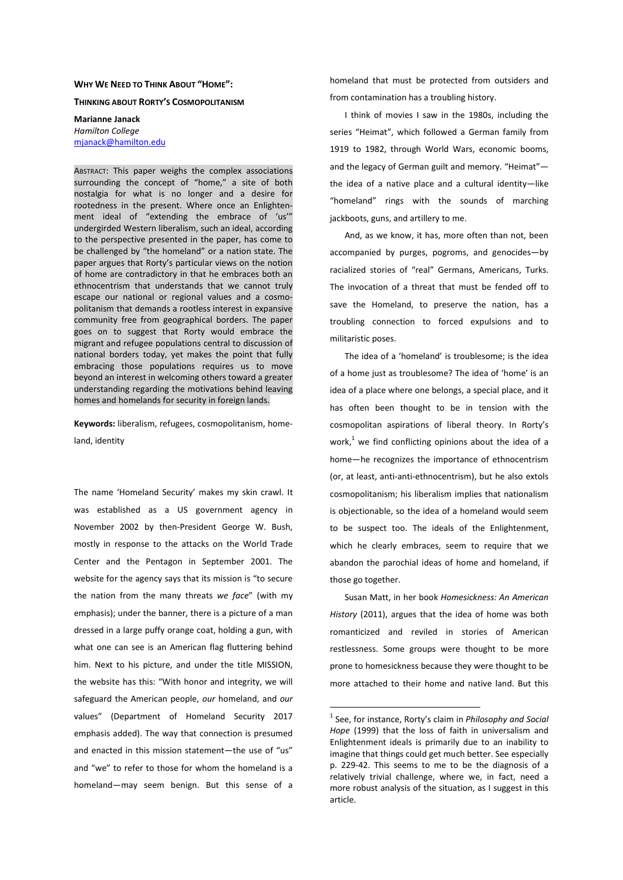**WHY WE NEED TO THINK ABOUT "HOME":**

**THINKING ABOUT RORTY'S COSMOPOLITANISM**

**Marianne Janack**
*Hamilton College*
mjanack@hamilton.edu

ABSTRACT: This paper weighs the complex associations surrounding the concept of "home," a site of both nostalgia for what is no longer and a desire for rootedness in the present. Where once an Enlightenment ideal of "extending the embrace of 'us'" undergirded Western liberalism, such an ideal, according to the perspective presented in the paper, has come to be challenged by "the homeland" or a nation state. The paper argues that Rorty's particular views on the notion of home are contradictory in that he embraces both an ethnocentrism that understands that we cannot truly escape our national or regional values and a cosmopolitanism that demands a rootless interest in expansive community free from geographical borders. The paper goes on to suggest that Rorty would embrace the migrant and refugee populations central to discussion of national borders today, yet makes the point that fully embracing those populations requires us to move beyond an interest in welcoming others toward a greater understanding regarding the motivations behind leaving homes and homelands for security in foreign lands.

**Keywords:** liberalism, refugees, cosmopolitanism, homeland, identity

The name 'Homeland Security' makes my skin crawl. It was established as a US government agency in November 2002 by then-President George W. Bush, mostly in response to the attacks on the World Trade Center and the Pentagon in September 2001. The website for the agency says that its mission is "to secure the nation from the many threats *we face*" (with my emphasis); under the banner, there is a picture of a man dressed in a large puffy orange coat, holding a gun, with what one can see is an American flag fluttering behind him. Next to his picture, and under the title MISSION, the website has this: "With honor and integrity, we will safeguard the American people, *our* homeland, and *our* values" (Department of Homeland Security 2017 emphasis added). The way that connection is presumed and enacted in this mission statement—the use of "us" and "we" to refer to those for whom the homeland is a homeland—may seem benign. But this sense of a homeland that must be protected from outsiders and from contamination has a troubling history.

I think of movies I saw in the 1980s, including the series "Heimat", which followed a German family from 1919 to 1982, through World Wars, economic booms, and the legacy of German guilt and memory. "Heimat"—the idea of a native place and a cultural identity—like "homeland" rings with the sounds of marching jackboots, guns, and artillery to me.

And, as we know, it has, more often than not, been accompanied by purges, pogroms, and genocides—by racialized stories of "real" Germans, Americans, Turks. The invocation of a threat that must be fended off to save the Homeland, to preserve the nation, has a troubling connection to forced expulsions and to militaristic poses.

The idea of a 'homeland' is troublesome; is the idea of a home just as troublesome? The idea of 'home' is an idea of a place where one belongs, a special place, and it has often been thought to be in tension with the cosmopolitan aspirations of liberal theory. In Rorty's work,[1] we find conflicting opinions about the idea of a home—he recognizes the importance of ethnocentrism (or, at least, anti-anti-ethnocentrism), but he also extols cosmopolitanism; his liberalism implies that nationalism is objectionable, so the idea of a homeland would seem to be suspect too. The ideals of the Enlightenment, which he clearly embraces, seem to require that we abandon the parochial ideas of home and homeland, if those go together.

Susan Matt, in her book *Homesickness: An American History* (2011), argues that the idea of home was both romanticized and reviled in stories of American restlessness. Some groups were thought to be more prone to homesickness because they were thought to be more attached to their home and native land. But this

---

[1] See, for instance, Rorty's claim in *Philosophy and Social Hope* (1999) that the loss of faith in universalism and Enlightenment ideals is primarily due to an inability to imagine that things could get much better. See especially p. 229-42. This seems to me to be the diagnosis of a relatively trivial challenge, where we, in fact, need a more robust analysis of the situation, as I suggest in this article.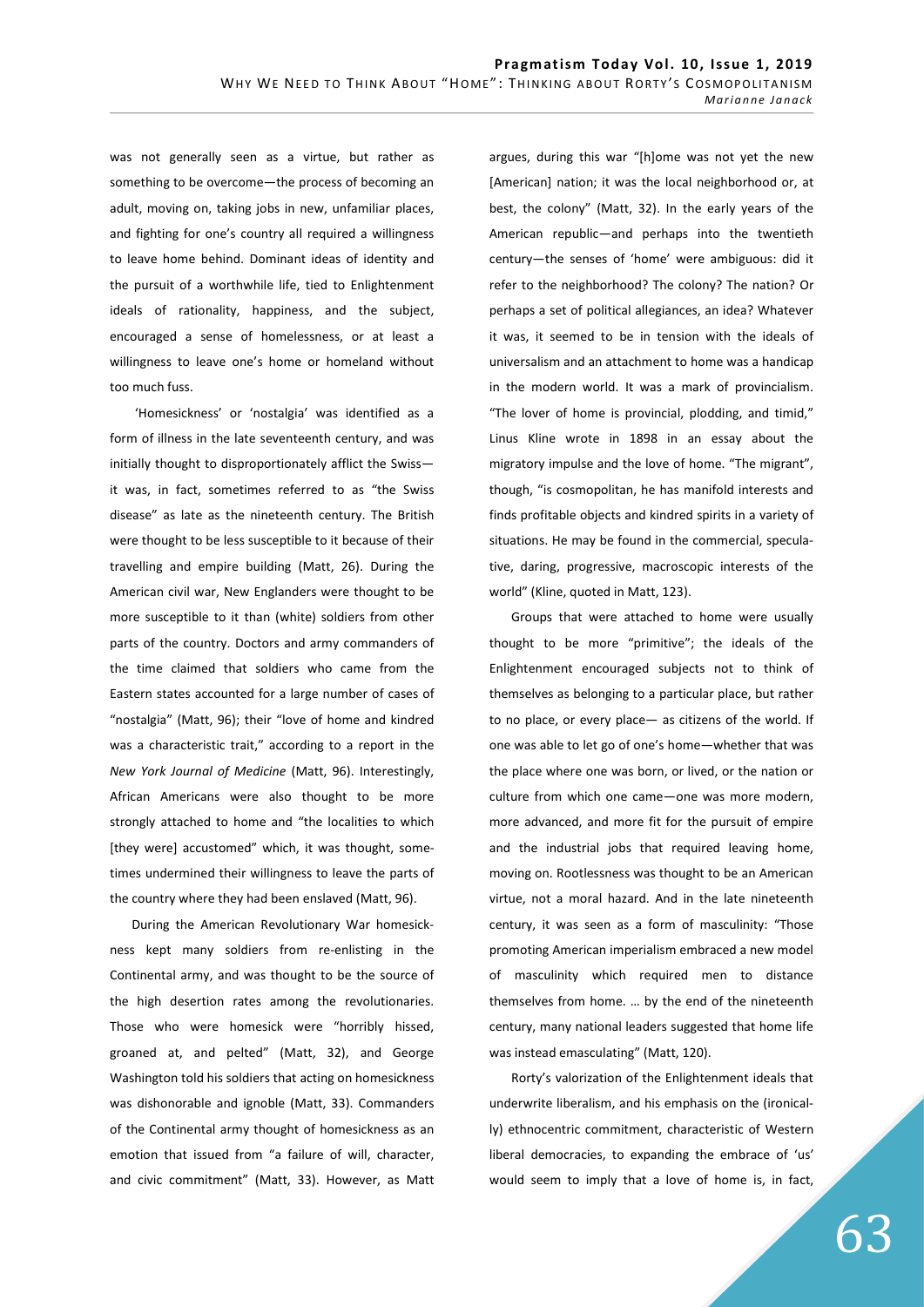was not generally seen as a virtue, but rather as something to be overcome—the process of becoming an adult, moving on, taking jobs in new, unfamiliar places, and fighting for one's country all required a willingness to leave home behind. Dominant ideas of identity and the pursuit of a worthwhile life, tied to Enlightenment ideals of rationality, happiness, and the subject, encouraged a sense of homelessness, or at least a willingness to leave one's home or homeland without too much fuss.

'Homesickness' or 'nostalgia' was identified as a form of illness in the late seventeenth century, and was initially thought to disproportionately afflict the Swiss—it was, in fact, sometimes referred to as "the Swiss disease" as late as the nineteenth century. The British were thought to be less susceptible to it because of their travelling and empire building (Matt, 26). During the American civil war, New Englanders were thought to be more susceptible to it than (white) soldiers from other parts of the country. Doctors and army commanders of the time claimed that soldiers who came from the Eastern states accounted for a large number of cases of "nostalgia" (Matt, 96); their "love of home and kindred was a characteristic trait," according to a report in the *New York Journal of Medicine* (Matt, 96). Interestingly, African Americans were also thought to be more strongly attached to home and "the localities to which [they were] accustomed" which, it was thought, sometimes undermined their willingness to leave the parts of the country where they had been enslaved (Matt, 96).

During the American Revolutionary War homesickness kept many soldiers from re-enlisting in the Continental army, and was thought to be the source of the high desertion rates among the revolutionaries. Those who were homesick were "horribly hissed, groaned at, and pelted" (Matt, 32), and George Washington told his soldiers that acting on homesickness was dishonorable and ignoble (Matt, 33). Commanders of the Continental army thought of homesickness as an emotion that issued from "a failure of will, character, and civic commitment" (Matt, 33). However, as Matt argues, during this war "[h]ome was not yet the new [American] nation; it was the local neighborhood or, at best, the colony" (Matt, 32). In the early years of the American republic—and perhaps into the twentieth century—the senses of 'home' were ambiguous: did it refer to the neighborhood? The colony? The nation? Or perhaps a set of political allegiances, an idea? Whatever it was, it seemed to be in tension with the ideals of universalism and an attachment to home was a handicap in the modern world. It was a mark of provincialism. "The lover of home is provincial, plodding, and timid," Linus Kline wrote in 1898 in an essay about the migratory impulse and the love of home. "The migrant", though, "is cosmopolitan, he has manifold interests and finds profitable objects and kindred spirits in a variety of situations. He may be found in the commercial, speculative, daring, progressive, macroscopic interests of the world" (Kline, quoted in Matt, 123).

Groups that were attached to home were usually thought to be more "primitive"; the ideals of the Enlightenment encouraged subjects not to think of themselves as belonging to a particular place, but rather to no place, or every place— as citizens of the world. If one was able to let go of one's home—whether that was the place where one was born, or lived, or the nation or culture from which one came—one was more modern, more advanced, and more fit for the pursuit of empire and the industrial jobs that required leaving home, moving on. Rootlessness was thought to be an American virtue, not a moral hazard. And in the late nineteenth century, it was seen as a form of masculinity: "Those promoting American imperialism embraced a new model of masculinity which required men to distance themselves from home. … by the end of the nineteenth century, many national leaders suggested that home life was instead emasculating" (Matt, 120).

Rorty's valorization of the Enlightenment ideals that underwrite liberalism, and his emphasis on the (ironically) ethnocentric commitment, characteristic of Western liberal democracies, to expanding the embrace of 'us' would seem to imply that a love of home is, in fact,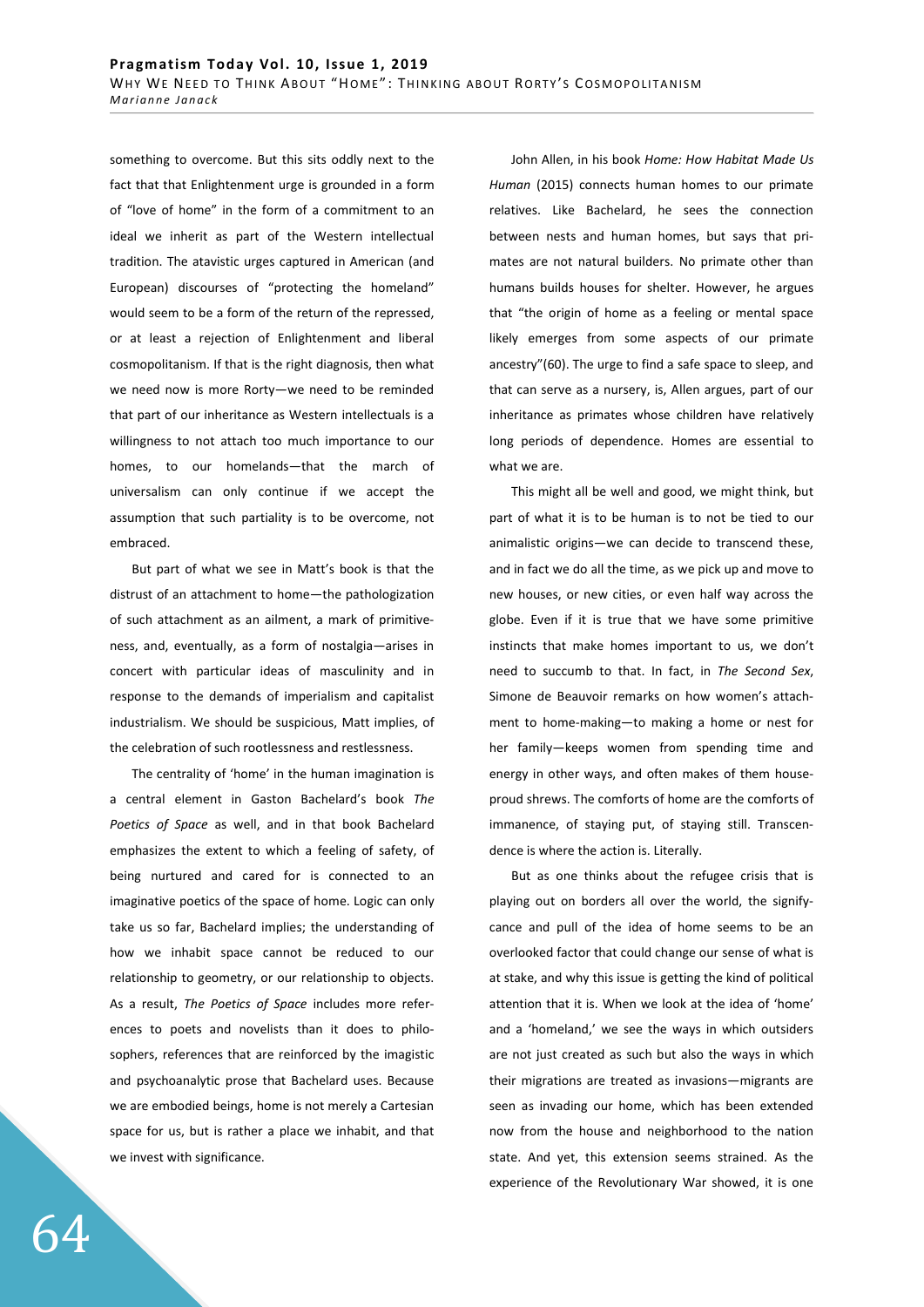something to overcome. But this sits oddly next to the fact that that Enlightenment urge is grounded in a form of "love of home" in the form of a commitment to an ideal we inherit as part of the Western intellectual tradition. The atavistic urges captured in American (and European) discourses of "protecting the homeland" would seem to be a form of the return of the repressed, or at least a rejection of Enlightenment and liberal cosmopolitanism. If that is the right diagnosis, then what we need now is more Rorty—we need to be reminded that part of our inheritance as Western intellectuals is a willingness to not attach too much importance to our homes, to our homelands—that the march of universalism can only continue if we accept the assumption that such partiality is to be overcome, not embraced.

But part of what we see in Matt's book is that the distrust of an attachment to home—the pathologization of such attachment as an ailment, a mark of primitiveness, and, eventually, as a form of nostalgia—arises in concert with particular ideas of masculinity and in response to the demands of imperialism and capitalist industrialism. We should be suspicious, Matt implies, of the celebration of such rootlessness and restlessness.

The centrality of 'home' in the human imagination is a central element in Gaston Bachelard's book *The Poetics of Space* as well, and in that book Bachelard emphasizes the extent to which a feeling of safety, of being nurtured and cared for is connected to an imaginative poetics of the space of home. Logic can only take us so far, Bachelard implies; the understanding of how we inhabit space cannot be reduced to our relationship to geometry, or our relationship to objects. As a result, *The Poetics of Space* includes more references to poets and novelists than it does to philosophers, references that are reinforced by the imagistic and psychoanalytic prose that Bachelard uses. Because we are embodied beings, home is not merely a Cartesian space for us, but is rather a place we inhabit, and that we invest with significance.

John Allen, in his book *Home: How Habitat Made Us Human* (2015) connects human homes to our primate relatives. Like Bachelard, he sees the connection between nests and human homes, but says that primates are not natural builders. No primate other than humans builds houses for shelter. However, he argues that "the origin of home as a feeling or mental space likely emerges from some aspects of our primate ancestry"(60). The urge to find a safe space to sleep, and that can serve as a nursery, is, Allen argues, part of our inheritance as primates whose children have relatively long periods of dependence. Homes are essential to what we are.

This might all be well and good, we might think, but part of what it is to be human is to not be tied to our animalistic origins—we can decide to transcend these, and in fact we do all the time, as we pick up and move to new houses, or new cities, or even half way across the globe. Even if it is true that we have some primitive instincts that make homes important to us, we don't need to succumb to that. In fact, in *The Second Sex*, Simone de Beauvoir remarks on how women's attachment to home-making—to making a home or nest for her family—keeps women from spending time and energy in other ways, and often makes of them house-proud shrews. The comforts of home are the comforts of immanence, of staying put, of staying still. Transcendence is where the action is. Literally.

But as one thinks about the refugee crisis that is playing out on borders all over the world, the significance and pull of the idea of home seems to be an overlooked factor that could change our sense of what is at stake, and why this issue is getting the kind of political attention that it is. When we look at the idea of 'home' and a 'homeland,' we see the ways in which outsiders are not just created as such but also the ways in which their migrations are treated as invasions—migrants are seen as invading our home, which has been extended now from the house and neighborhood to the nation state. And yet, this extension seems strained. As the experience of the Revolutionary War showed, it is one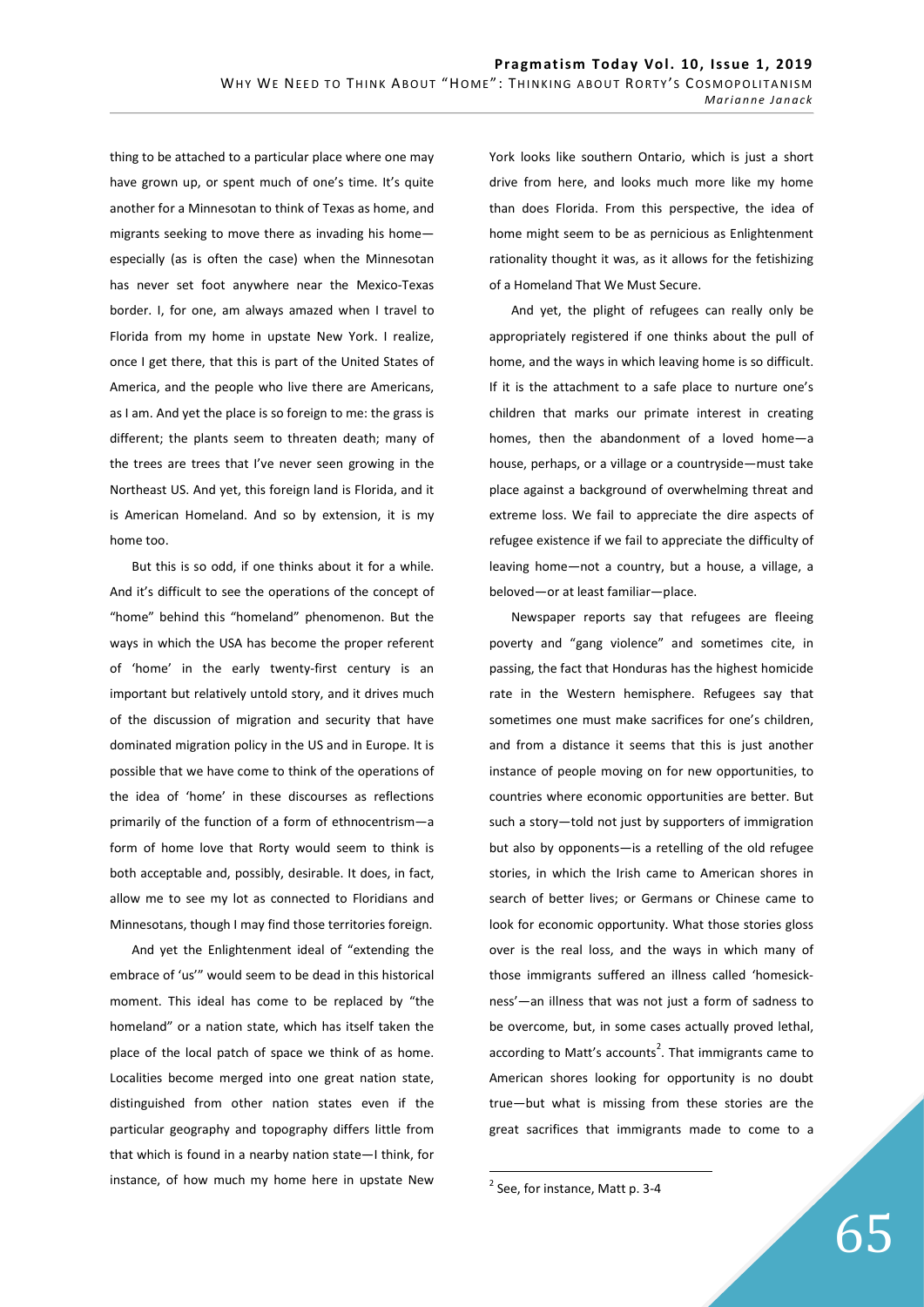thing to be attached to a particular place where one may have grown up, or spent much of one's time. It's quite another for a Minnesotan to think of Texas as home, and migrants seeking to move there as invading his home—especially (as is often the case) when the Minnesotan has never set foot anywhere near the Mexico-Texas border. I, for one, am always amazed when I travel to Florida from my home in upstate New York. I realize, once I get there, that this is part of the United States of America, and the people who live there are Americans, as I am. And yet the place is so foreign to me: the grass is different; the plants seem to threaten death; many of the trees are trees that I've never seen growing in the Northeast US. And yet, this foreign land is Florida, and it is American Homeland. And so by extension, it is my home too.

But this is so odd, if one thinks about it for a while. And it's difficult to see the operations of the concept of "home" behind this "homeland" phenomenon. But the ways in which the USA has become the proper referent of 'home' in the early twenty-first century is an important but relatively untold story, and it drives much of the discussion of migration and security that have dominated migration policy in the US and in Europe. It is possible that we have come to think of the operations of the idea of 'home' in these discourses as reflections primarily of the function of a form of ethnocentrism—a form of home love that Rorty would seem to think is both acceptable and, possibly, desirable. It does, in fact, allow me to see my lot as connected to Floridians and Minnesotans, though I may find those territories foreign.

And yet the Enlightenment ideal of "extending the embrace of 'us'" would seem to be dead in this historical moment. This ideal has come to be replaced by "the homeland" or a nation state, which has itself taken the place of the local patch of space we think of as home. Localities become merged into one great nation state, distinguished from other nation states even if the particular geography and topography differs little from that which is found in a nearby nation state—I think, for instance, of how much my home here in upstate New York looks like southern Ontario, which is just a short drive from here, and looks much more like my home than does Florida. From this perspective, the idea of home might seem to be as pernicious as Enlightenment rationality thought it was, as it allows for the fetishizing of a Homeland That We Must Secure.

And yet, the plight of refugees can really only be appropriately registered if one thinks about the pull of home, and the ways in which leaving home is so difficult. If it is the attachment to a safe place to nurture one's children that marks our primate interest in creating homes, then the abandonment of a loved home—a house, perhaps, or a village or a countryside—must take place against a background of overwhelming threat and extreme loss. We fail to appreciate the dire aspects of refugee existence if we fail to appreciate the difficulty of leaving home—not a country, but a house, a village, a beloved—or at least familiar—place.

Newspaper reports say that refugees are fleeing poverty and "gang violence" and sometimes cite, in passing, the fact that Honduras has the highest homicide rate in the Western hemisphere. Refugees say that sometimes one must make sacrifices for one's children, and from a distance it seems that this is just another instance of people moving on for new opportunities, to countries where economic opportunities are better. But such a story—told not just by supporters of immigration but also by opponents—is a retelling of the old refugee stories, in which the Irish came to American shores in search of better lives; or Germans or Chinese came to look for economic opportunity. What those stories gloss over is the real loss, and the ways in which many of those immigrants suffered an illness called 'homesickness'—an illness that was not just a form of sadness to be overcome, but, in some cases actually proved lethal, according to Matt's accounts[2]. That immigrants came to American shores looking for opportunity is no doubt true—but what is missing from these stories are the great sacrifices that immigrants made to come to a

[2] See, for instance, Matt p. 3-4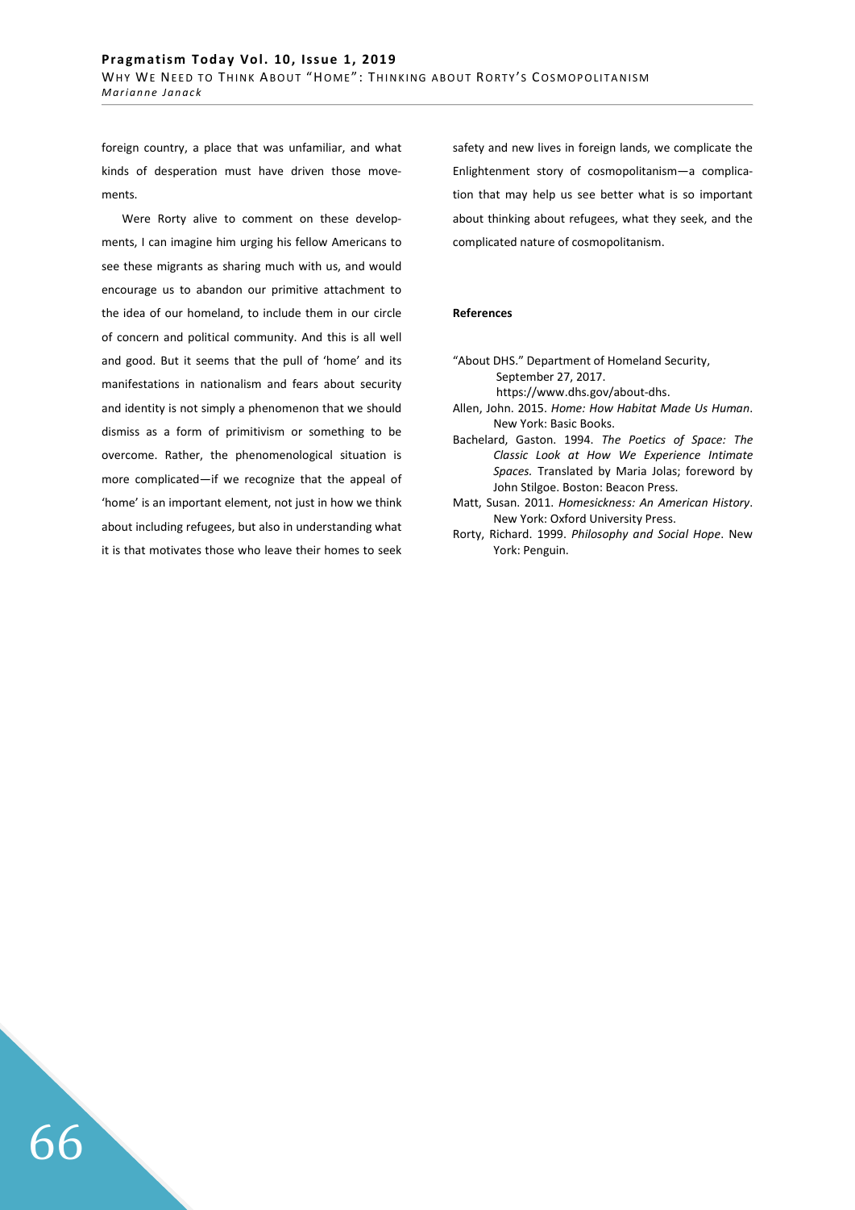foreign country, a place that was unfamiliar, and what kinds of desperation must have driven those movements.

Were Rorty alive to comment on these developments, I can imagine him urging his fellow Americans to see these migrants as sharing much with us, and would encourage us to abandon our primitive attachment to the idea of our homeland, to include them in our circle of concern and political community. And this is all well and good. But it seems that the pull of 'home' and its manifestations in nationalism and fears about security and identity is not simply a phenomenon that we should dismiss as a form of primitivism or something to be overcome. Rather, the phenomenological situation is more complicated—if we recognize that the appeal of 'home' is an important element, not just in how we think about including refugees, but also in understanding what it is that motivates those who leave their homes to seek safety and new lives in foreign lands, we complicate the Enlightenment story of cosmopolitanism—a complication that may help us see better what is so important about thinking about refugees, what they seek, and the complicated nature of cosmopolitanism.

**References**

"About DHS." Department of Homeland Security, September 27, 2017. https://www.dhs.gov/about-dhs.

Allen, John. 2015. *Home: How Habitat Made Us Human*. New York: Basic Books.

Bachelard, Gaston. 1994. *The Poetics of Space: The Classic Look at How We Experience Intimate Spaces.* Translated by Maria Jolas; foreword by John Stilgoe. Boston: Beacon Press.

Matt, Susan. 2011. *Homesickness: An American History*. New York: Oxford University Press.

Rorty, Richard. 1999. *Philosophy and Social Hope*. New York: Penguin.